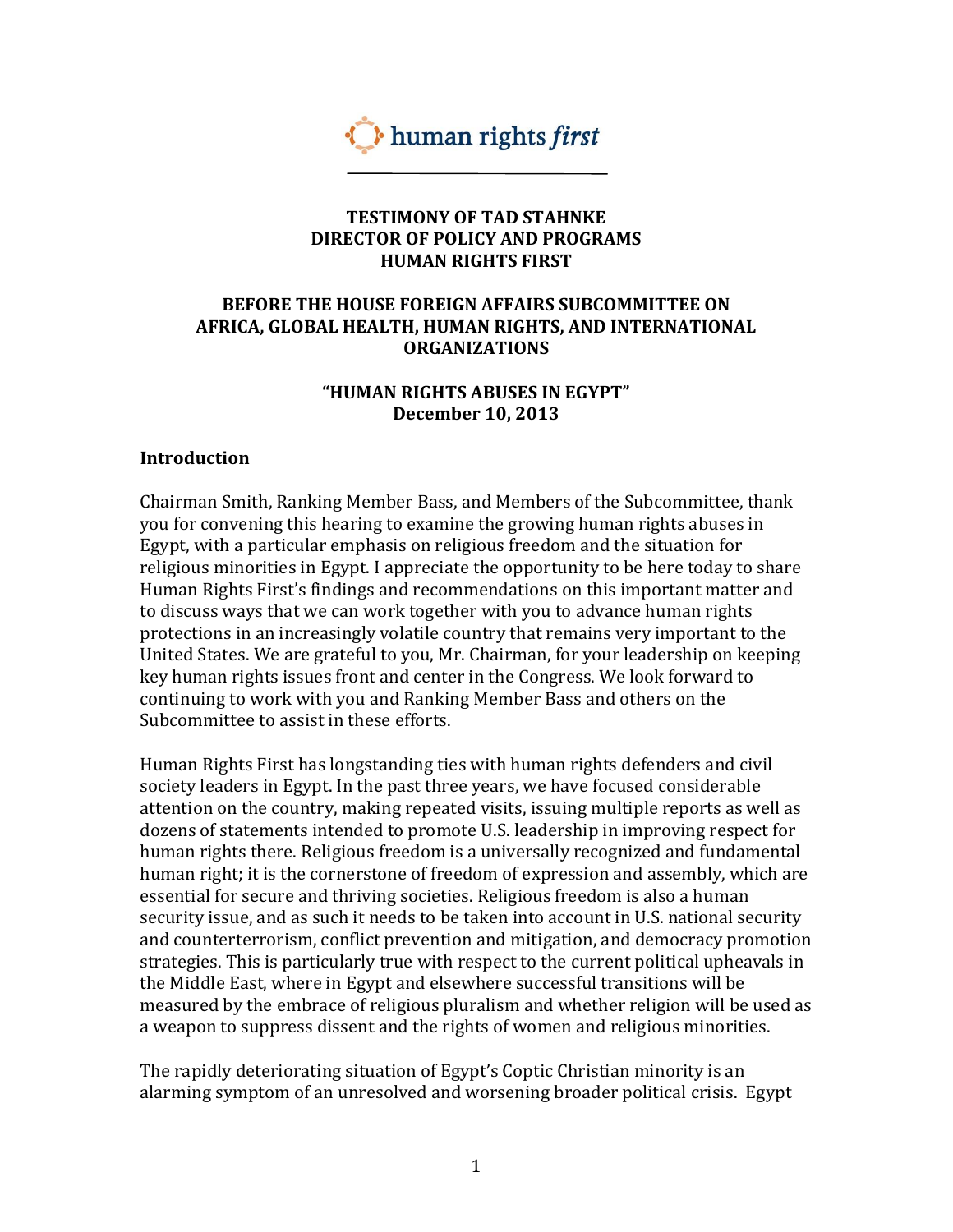human rights *first*

**TESTIMONY OF TAD STAHNKE**
**DIRECTOR OF POLICY AND PROGRAMS**
**HUMAN RIGHTS FIRST**

**BEFORE THE HOUSE FOREIGN AFFAIRS SUBCOMMITTEE ON AFRICA, GLOBAL HEALTH, HUMAN RIGHTS, AND INTERNATIONAL ORGANIZATIONS**

**"HUMAN RIGHTS ABUSES IN EGYPT"**
**December 10, 2013**

## Introduction

Chairman Smith, Ranking Member Bass, and Members of the Subcommittee, thank you for convening this hearing to examine the growing human rights abuses in Egypt, with a particular emphasis on religious freedom and the situation for religious minorities in Egypt. I appreciate the opportunity to be here today to share Human Rights First's findings and recommendations on this important matter and to discuss ways that we can work together with you to advance human rights protections in an increasingly volatile country that remains very important to the United States. We are grateful to you, Mr. Chairman, for your leadership on keeping key human rights issues front and center in the Congress. We look forward to continuing to work with you and Ranking Member Bass and others on the Subcommittee to assist in these efforts.

Human Rights First has longstanding ties with human rights defenders and civil society leaders in Egypt. In the past three years, we have focused considerable attention on the country, making repeated visits, issuing multiple reports as well as dozens of statements intended to promote U.S. leadership in improving respect for human rights there. Religious freedom is a universally recognized and fundamental human right; it is the cornerstone of freedom of expression and assembly, which are essential for secure and thriving societies. Religious freedom is also a human security issue, and as such it needs to be taken into account in U.S. national security and counterterrorism, conflict prevention and mitigation, and democracy promotion strategies. This is particularly true with respect to the current political upheavals in the Middle East, where in Egypt and elsewhere successful transitions will be measured by the embrace of religious pluralism and whether religion will be used as a weapon to suppress dissent and the rights of women and religious minorities.

The rapidly deteriorating situation of Egypt's Coptic Christian minority is an alarming symptom of an unresolved and worsening broader political crisis. Egypt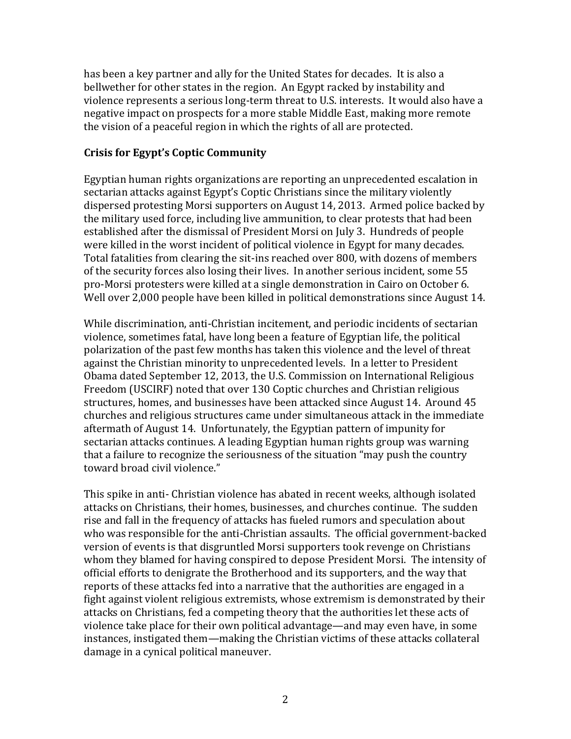has been a key partner and ally for the United States for decades. It is also a bellwether for other states in the region. An Egypt racked by instability and violence represents a serious long-term threat to U.S. interests. It would also have a negative impact on prospects for a more stable Middle East, making more remote the vision of a peaceful region in which the rights of all are protected.

**Crisis for Egypt's Coptic Community**

Egyptian human rights organizations are reporting an unprecedented escalation in sectarian attacks against Egypt's Coptic Christians since the military violently dispersed protesting Morsi supporters on August 14, 2013. Armed police backed by the military used force, including live ammunition, to clear protests that had been established after the dismissal of President Morsi on July 3. Hundreds of people were killed in the worst incident of political violence in Egypt for many decades. Total fatalities from clearing the sit-ins reached over 800, with dozens of members of the security forces also losing their lives. In another serious incident, some 55 pro-Morsi protesters were killed at a single demonstration in Cairo on October 6. Well over 2,000 people have been killed in political demonstrations since August 14.

While discrimination, anti-Christian incitement, and periodic incidents of sectarian violence, sometimes fatal, have long been a feature of Egyptian life, the political polarization of the past few months has taken this violence and the level of threat against the Christian minority to unprecedented levels. In a letter to President Obama dated September 12, 2013, the U.S. Commission on International Religious Freedom (USCIRF) noted that over 130 Coptic churches and Christian religious structures, homes, and businesses have been attacked since August 14. Around 45 churches and religious structures came under simultaneous attack in the immediate aftermath of August 14. Unfortunately, the Egyptian pattern of impunity for sectarian attacks continues. A leading Egyptian human rights group was warning that a failure to recognize the seriousness of the situation "may push the country toward broad civil violence."

This spike in anti- Christian violence has abated in recent weeks, although isolated attacks on Christians, their homes, businesses, and churches continue. The sudden rise and fall in the frequency of attacks has fueled rumors and speculation about who was responsible for the anti-Christian assaults. The official government-backed version of events is that disgruntled Morsi supporters took revenge on Christians whom they blamed for having conspired to depose President Morsi. The intensity of official efforts to denigrate the Brotherhood and its supporters, and the way that reports of these attacks fed into a narrative that the authorities are engaged in a fight against violent religious extremists, whose extremism is demonstrated by their attacks on Christians, fed a competing theory that the authorities let these acts of violence take place for their own political advantage—and may even have, in some instances, instigated them—making the Christian victims of these attacks collateral damage in a cynical political maneuver.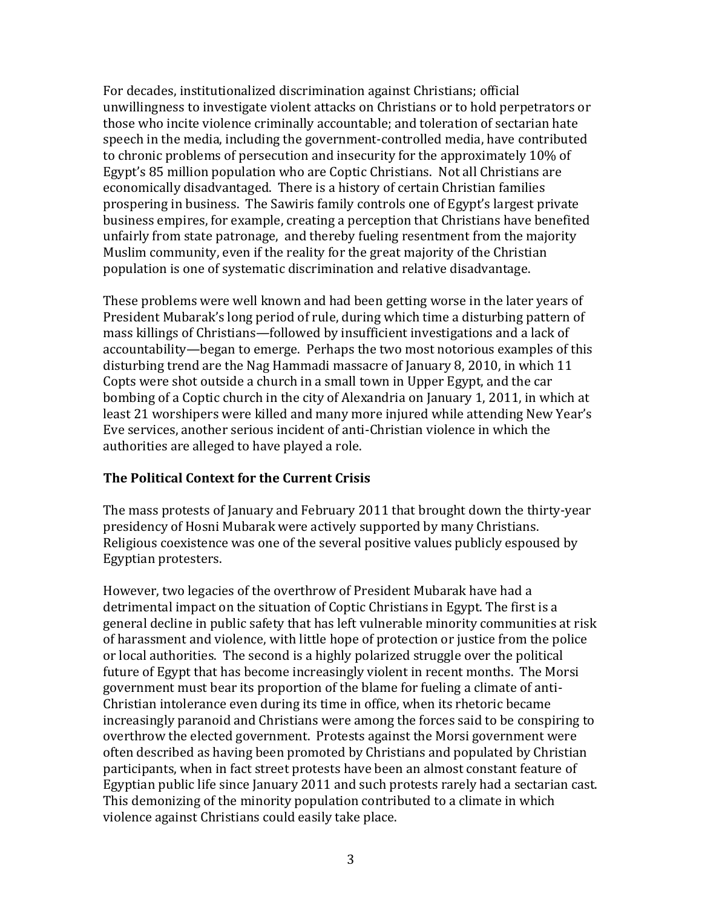For decades, institutionalized discrimination against Christians; official unwillingness to investigate violent attacks on Christians or to hold perpetrators or those who incite violence criminally accountable; and toleration of sectarian hate speech in the media, including the government-controlled media, have contributed to chronic problems of persecution and insecurity for the approximately 10% of Egypt's 85 million population who are Coptic Christians. Not all Christians are economically disadvantaged. There is a history of certain Christian families prospering in business. The Sawiris family controls one of Egypt's largest private business empires, for example, creating a perception that Christians have benefited unfairly from state patronage, and thereby fueling resentment from the majority Muslim community, even if the reality for the great majority of the Christian population is one of systematic discrimination and relative disadvantage.

These problems were well known and had been getting worse in the later years of President Mubarak's long period of rule, during which time a disturbing pattern of mass killings of Christians—followed by insufficient investigations and a lack of accountability—began to emerge. Perhaps the two most notorious examples of this disturbing trend are the Nag Hammadi massacre of January 8, 2010, in which 11 Copts were shot outside a church in a small town in Upper Egypt, and the car bombing of a Coptic church in the city of Alexandria on January 1, 2011, in which at least 21 worshipers were killed and many more injured while attending New Year's Eve services, another serious incident of anti-Christian violence in which the authorities are alleged to have played a role.

## The Political Context for the Current Crisis

The mass protests of January and February 2011 that brought down the thirty-year presidency of Hosni Mubarak were actively supported by many Christians. Religious coexistence was one of the several positive values publicly espoused by Egyptian protesters.

However, two legacies of the overthrow of President Mubarak have had a detrimental impact on the situation of Coptic Christians in Egypt. The first is a general decline in public safety that has left vulnerable minority communities at risk of harassment and violence, with little hope of protection or justice from the police or local authorities. The second is a highly polarized struggle over the political future of Egypt that has become increasingly violent in recent months. The Morsi government must bear its proportion of the blame for fueling a climate of anti-Christian intolerance even during its time in office, when its rhetoric became increasingly paranoid and Christians were among the forces said to be conspiring to overthrow the elected government. Protests against the Morsi government were often described as having been promoted by Christians and populated by Christian participants, when in fact street protests have been an almost constant feature of Egyptian public life since January 2011 and such protests rarely had a sectarian cast. This demonizing of the minority population contributed to a climate in which violence against Christians could easily take place.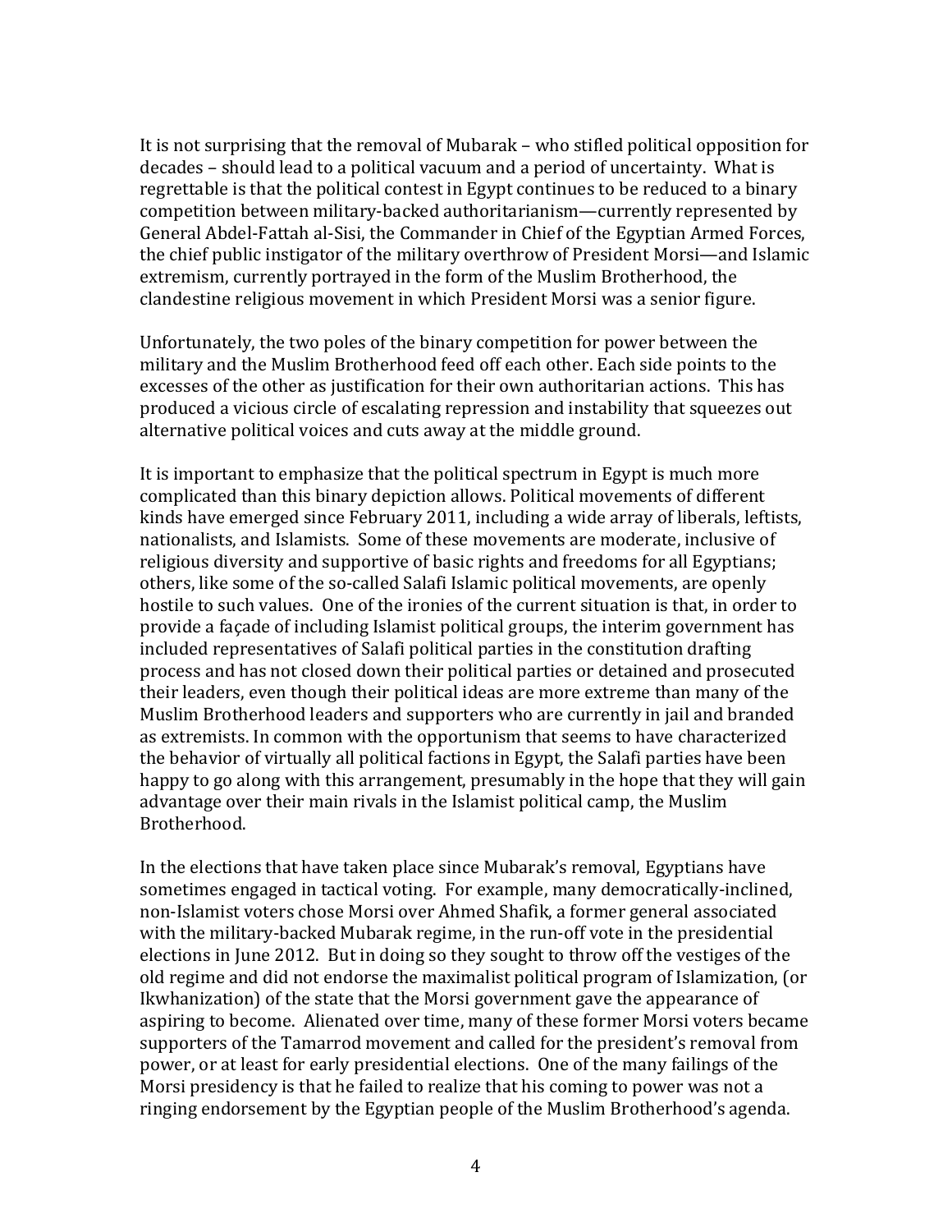It is not surprising that the removal of Mubarak – who stifled political opposition for decades – should lead to a political vacuum and a period of uncertainty. What is regrettable is that the political contest in Egypt continues to be reduced to a binary competition between military-backed authoritarianism—currently represented by General Abdel-Fattah al-Sisi, the Commander in Chief of the Egyptian Armed Forces, the chief public instigator of the military overthrow of President Morsi—and Islamic extremism, currently portrayed in the form of the Muslim Brotherhood, the clandestine religious movement in which President Morsi was a senior figure.

Unfortunately, the two poles of the binary competition for power between the military and the Muslim Brotherhood feed off each other. Each side points to the excesses of the other as justification for their own authoritarian actions. This has produced a vicious circle of escalating repression and instability that squeezes out alternative political voices and cuts away at the middle ground.

It is important to emphasize that the political spectrum in Egypt is much more complicated than this binary depiction allows. Political movements of different kinds have emerged since February 2011, including a wide array of liberals, leftists, nationalists, and Islamists. Some of these movements are moderate, inclusive of religious diversity and supportive of basic rights and freedoms for all Egyptians; others, like some of the so-called Salafi Islamic political movements, are openly hostile to such values. One of the ironies of the current situation is that, in order to provide a façade of including Islamist political groups, the interim government has included representatives of Salafi political parties in the constitution drafting process and has not closed down their political parties or detained and prosecuted their leaders, even though their political ideas are more extreme than many of the Muslim Brotherhood leaders and supporters who are currently in jail and branded as extremists. In common with the opportunism that seems to have characterized the behavior of virtually all political factions in Egypt, the Salafi parties have been happy to go along with this arrangement, presumably in the hope that they will gain advantage over their main rivals in the Islamist political camp, the Muslim Brotherhood.

In the elections that have taken place since Mubarak's removal, Egyptians have sometimes engaged in tactical voting. For example, many democratically-inclined, non-Islamist voters chose Morsi over Ahmed Shafik, a former general associated with the military-backed Mubarak regime, in the run-off vote in the presidential elections in June 2012. But in doing so they sought to throw off the vestiges of the old regime and did not endorse the maximalist political program of Islamization, (or Ikwhanization) of the state that the Morsi government gave the appearance of aspiring to become. Alienated over time, many of these former Morsi voters became supporters of the Tamarrod movement and called for the president's removal from power, or at least for early presidential elections. One of the many failings of the Morsi presidency is that he failed to realize that his coming to power was not a ringing endorsement by the Egyptian people of the Muslim Brotherhood's agenda.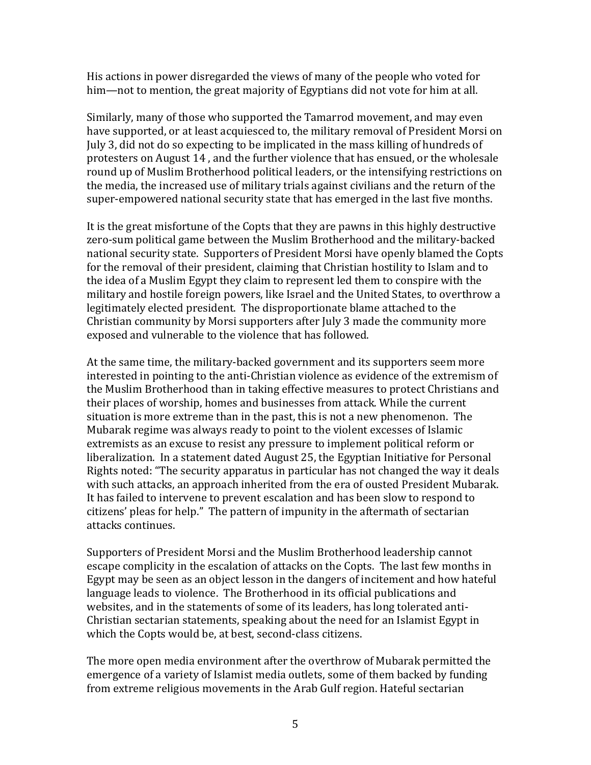His actions in power disregarded the views of many of the people who voted for him—not to mention, the great majority of Egyptians did not vote for him at all.

Similarly, many of those who supported the Tamarrod movement, and may even have supported, or at least acquiesced to, the military removal of President Morsi on July 3, did not do so expecting to be implicated in the mass killing of hundreds of protesters on August 14 , and the further violence that has ensued, or the wholesale round up of Muslim Brotherhood political leaders, or the intensifying restrictions on the media, the increased use of military trials against civilians and the return of the super-empowered national security state that has emerged in the last five months.

It is the great misfortune of the Copts that they are pawns in this highly destructive zero-sum political game between the Muslim Brotherhood and the military-backed national security state. Supporters of President Morsi have openly blamed the Copts for the removal of their president, claiming that Christian hostility to Islam and to the idea of a Muslim Egypt they claim to represent led them to conspire with the military and hostile foreign powers, like Israel and the United States, to overthrow a legitimately elected president. The disproportionate blame attached to the Christian community by Morsi supporters after July 3 made the community more exposed and vulnerable to the violence that has followed.

At the same time, the military-backed government and its supporters seem more interested in pointing to the anti-Christian violence as evidence of the extremism of the Muslim Brotherhood than in taking effective measures to protect Christians and their places of worship, homes and businesses from attack. While the current situation is more extreme than in the past, this is not a new phenomenon. The Mubarak regime was always ready to point to the violent excesses of Islamic extremists as an excuse to resist any pressure to implement political reform or liberalization. In a statement dated August 25, the Egyptian Initiative for Personal Rights noted: "The security apparatus in particular has not changed the way it deals with such attacks, an approach inherited from the era of ousted President Mubarak. It has failed to intervene to prevent escalation and has been slow to respond to citizens' pleas for help." The pattern of impunity in the aftermath of sectarian attacks continues.

Supporters of President Morsi and the Muslim Brotherhood leadership cannot escape complicity in the escalation of attacks on the Copts. The last few months in Egypt may be seen as an object lesson in the dangers of incitement and how hateful language leads to violence. The Brotherhood in its official publications and websites, and in the statements of some of its leaders, has long tolerated anti-Christian sectarian statements, speaking about the need for an Islamist Egypt in which the Copts would be, at best, second-class citizens.

The more open media environment after the overthrow of Mubarak permitted the emergence of a variety of Islamist media outlets, some of them backed by funding from extreme religious movements in the Arab Gulf region. Hateful sectarian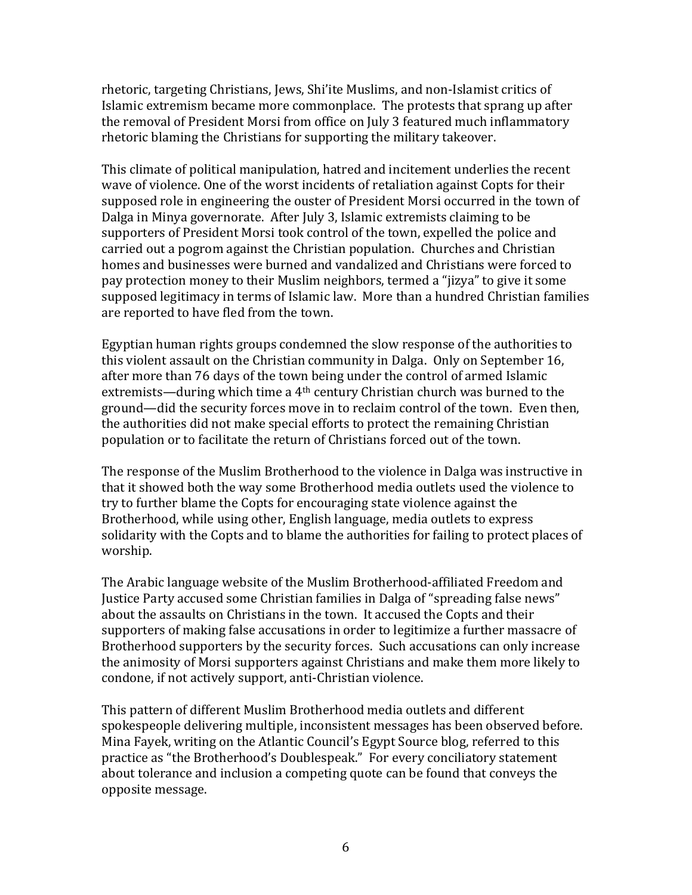rhetoric, targeting Christians, Jews, Shi'ite Muslims, and non-Islamist critics of Islamic extremism became more commonplace. The protests that sprang up after the removal of President Morsi from office on July 3 featured much inflammatory rhetoric blaming the Christians for supporting the military takeover.

This climate of political manipulation, hatred and incitement underlies the recent wave of violence. One of the worst incidents of retaliation against Copts for their supposed role in engineering the ouster of President Morsi occurred in the town of Dalga in Minya governorate. After July 3, Islamic extremists claiming to be supporters of President Morsi took control of the town, expelled the police and carried out a pogrom against the Christian population. Churches and Christian homes and businesses were burned and vandalized and Christians were forced to pay protection money to their Muslim neighbors, termed a "jizya" to give it some supposed legitimacy in terms of Islamic law. More than a hundred Christian families are reported to have fled from the town.

Egyptian human rights groups condemned the slow response of the authorities to this violent assault on the Christian community in Dalga. Only on September 16, after more than 76 days of the town being under the control of armed Islamic extremists—during which time a 4th century Christian church was burned to the ground—did the security forces move in to reclaim control of the town. Even then, the authorities did not make special efforts to protect the remaining Christian population or to facilitate the return of Christians forced out of the town.

The response of the Muslim Brotherhood to the violence in Dalga was instructive in that it showed both the way some Brotherhood media outlets used the violence to try to further blame the Copts for encouraging state violence against the Brotherhood, while using other, English language, media outlets to express solidarity with the Copts and to blame the authorities for failing to protect places of worship.

The Arabic language website of the Muslim Brotherhood-affiliated Freedom and Justice Party accused some Christian families in Dalga of "spreading false news" about the assaults on Christians in the town. It accused the Copts and their supporters of making false accusations in order to legitimize a further massacre of Brotherhood supporters by the security forces. Such accusations can only increase the animosity of Morsi supporters against Christians and make them more likely to condone, if not actively support, anti-Christian violence.

This pattern of different Muslim Brotherhood media outlets and different spokespeople delivering multiple, inconsistent messages has been observed before. Mina Fayek, writing on the Atlantic Council's Egypt Source blog, referred to this practice as "the Brotherhood's Doublespeak." For every conciliatory statement about tolerance and inclusion a competing quote can be found that conveys the opposite message.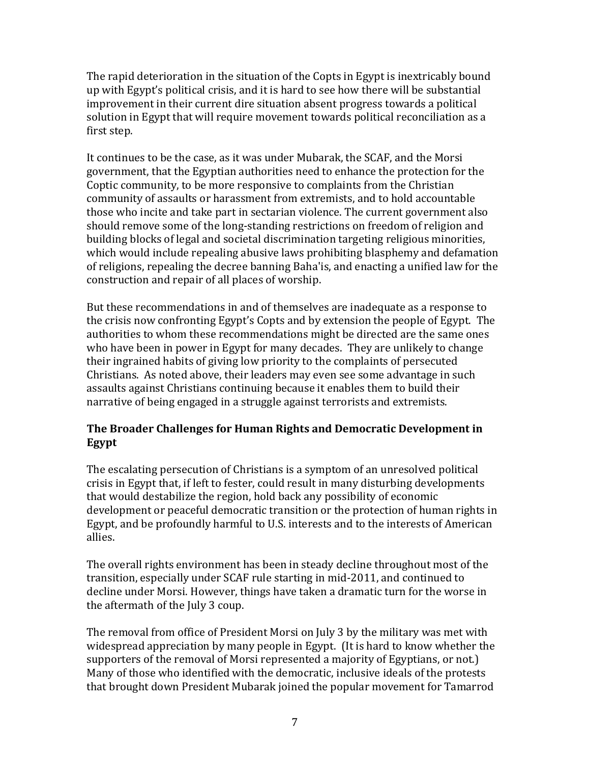The rapid deterioration in the situation of the Copts in Egypt is inextricably bound up with Egypt's political crisis, and it is hard to see how there will be substantial improvement in their current dire situation absent progress towards a political solution in Egypt that will require movement towards political reconciliation as a first step.

It continues to be the case, as it was under Mubarak, the SCAF, and the Morsi government, that the Egyptian authorities need to enhance the protection for the Coptic community, to be more responsive to complaints from the Christian community of assaults or harassment from extremists, and to hold accountable those who incite and take part in sectarian violence. The current government also should remove some of the long-standing restrictions on freedom of religion and building blocks of legal and societal discrimination targeting religious minorities, which would include repealing abusive laws prohibiting blasphemy and defamation of religions, repealing the decree banning Baha'is, and enacting a unified law for the construction and repair of all places of worship.

But these recommendations in and of themselves are inadequate as a response to the crisis now confronting Egypt's Copts and by extension the people of Egypt. The authorities to whom these recommendations might be directed are the same ones who have been in power in Egypt for many decades. They are unlikely to change their ingrained habits of giving low priority to the complaints of persecuted Christians. As noted above, their leaders may even see some advantage in such assaults against Christians continuing because it enables them to build their narrative of being engaged in a struggle against terrorists and extremists.

## The Broader Challenges for Human Rights and Democratic Development in Egypt

The escalating persecution of Christians is a symptom of an unresolved political crisis in Egypt that, if left to fester, could result in many disturbing developments that would destabilize the region, hold back any possibility of economic development or peaceful democratic transition or the protection of human rights in Egypt, and be profoundly harmful to U.S. interests and to the interests of American allies.

The overall rights environment has been in steady decline throughout most of the transition, especially under SCAF rule starting in mid-2011, and continued to decline under Morsi. However, things have taken a dramatic turn for the worse in the aftermath of the July 3 coup.

The removal from office of President Morsi on July 3 by the military was met with widespread appreciation by many people in Egypt. (It is hard to know whether the supporters of the removal of Morsi represented a majority of Egyptians, or not.) Many of those who identified with the democratic, inclusive ideals of the protests that brought down President Mubarak joined the popular movement for Tamarrod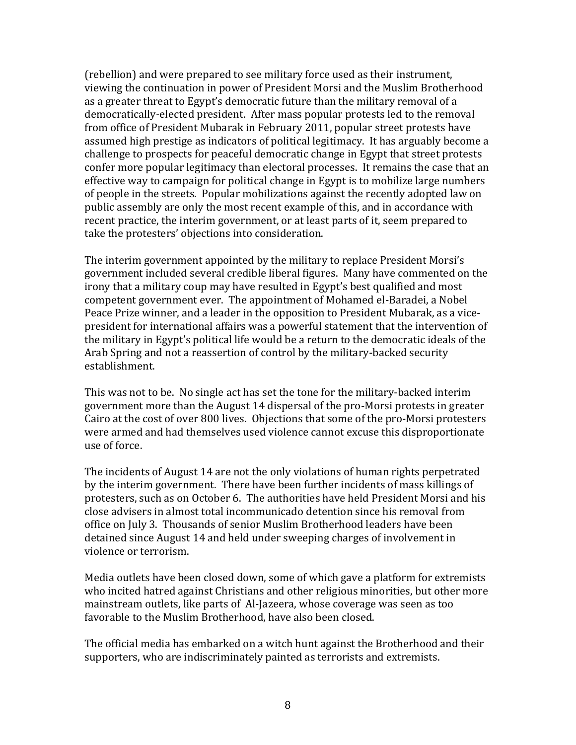(rebellion) and were prepared to see military force used as their instrument, viewing the continuation in power of President Morsi and the Muslim Brotherhood as a greater threat to Egypt's democratic future than the military removal of a democratically-elected president. After mass popular protests led to the removal from office of President Mubarak in February 2011, popular street protests have assumed high prestige as indicators of political legitimacy. It has arguably become a challenge to prospects for peaceful democratic change in Egypt that street protests confer more popular legitimacy than electoral processes. It remains the case that an effective way to campaign for political change in Egypt is to mobilize large numbers of people in the streets. Popular mobilizations against the recently adopted law on public assembly are only the most recent example of this, and in accordance with recent practice, the interim government, or at least parts of it, seem prepared to take the protesters' objections into consideration.

The interim government appointed by the military to replace President Morsi's government included several credible liberal figures. Many have commented on the irony that a military coup may have resulted in Egypt's best qualified and most competent government ever. The appointment of Mohamed el-Baradei, a Nobel Peace Prize winner, and a leader in the opposition to President Mubarak, as a vice-president for international affairs was a powerful statement that the intervention of the military in Egypt's political life would be a return to the democratic ideals of the Arab Spring and not a reassertion of control by the military-backed security establishment.

This was not to be. No single act has set the tone for the military-backed interim government more than the August 14 dispersal of the pro-Morsi protests in greater Cairo at the cost of over 800 lives. Objections that some of the pro-Morsi protesters were armed and had themselves used violence cannot excuse this disproportionate use of force.

The incidents of August 14 are not the only violations of human rights perpetrated by the interim government. There have been further incidents of mass killings of protesters, such as on October 6. The authorities have held President Morsi and his close advisers in almost total incommunicado detention since his removal from office on July 3. Thousands of senior Muslim Brotherhood leaders have been detained since August 14 and held under sweeping charges of involvement in violence or terrorism.

Media outlets have been closed down, some of which gave a platform for extremists who incited hatred against Christians and other religious minorities, but other more mainstream outlets, like parts of Al-Jazeera, whose coverage was seen as too favorable to the Muslim Brotherhood, have also been closed.

The official media has embarked on a witch hunt against the Brotherhood and their supporters, who are indiscriminately painted as terrorists and extremists.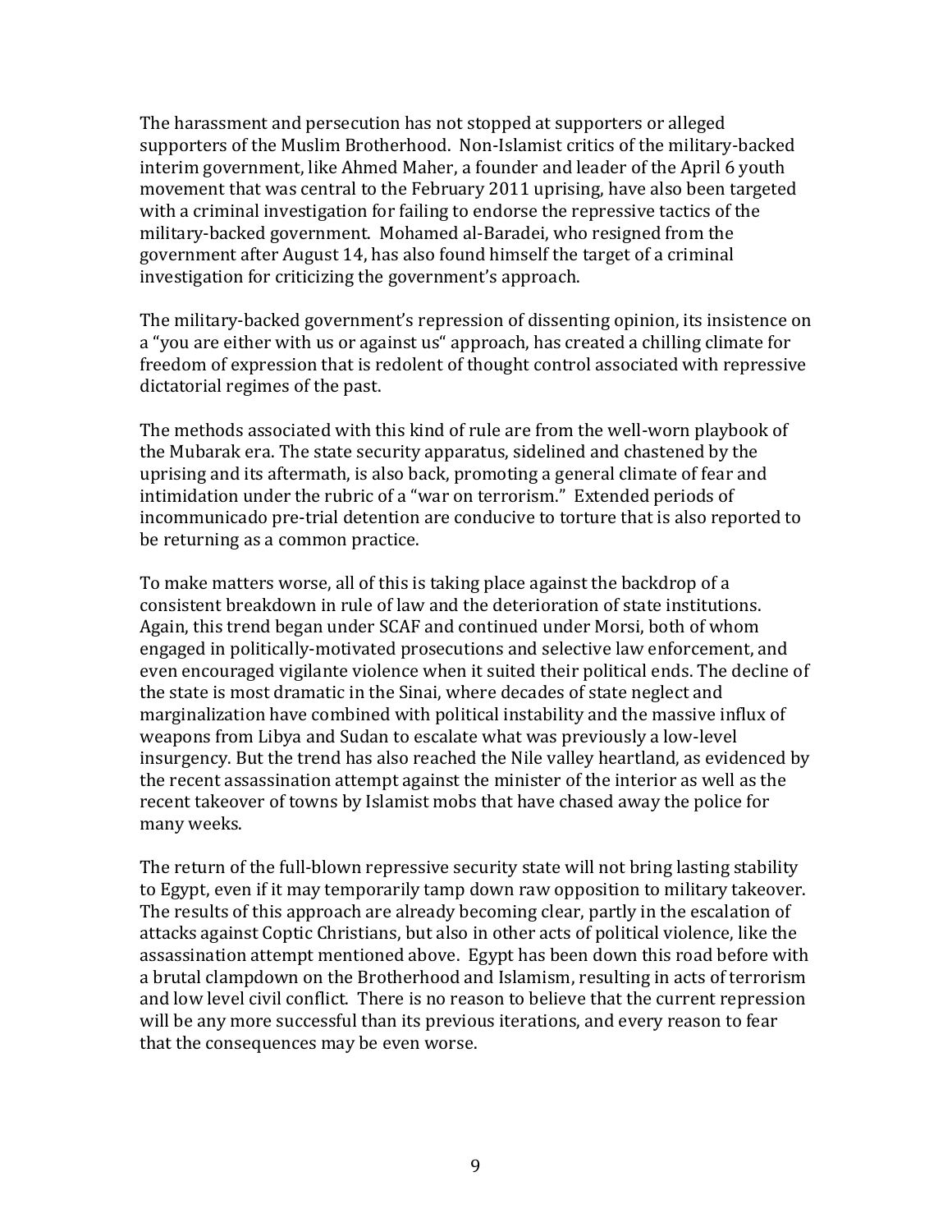The harassment and persecution has not stopped at supporters or alleged supporters of the Muslim Brotherhood. Non-Islamist critics of the military-backed interim government, like Ahmed Maher, a founder and leader of the April 6 youth movement that was central to the February 2011 uprising, have also been targeted with a criminal investigation for failing to endorse the repressive tactics of the military-backed government. Mohamed al-Baradei, who resigned from the government after August 14, has also found himself the target of a criminal investigation for criticizing the government's approach.

The military-backed government's repression of dissenting opinion, its insistence on a "you are either with us or against us" approach, has created a chilling climate for freedom of expression that is redolent of thought control associated with repressive dictatorial regimes of the past.

The methods associated with this kind of rule are from the well-worn playbook of the Mubarak era. The state security apparatus, sidelined and chastened by the uprising and its aftermath, is also back, promoting a general climate of fear and intimidation under the rubric of a "war on terrorism." Extended periods of incommunicado pre-trial detention are conducive to torture that is also reported to be returning as a common practice.

To make matters worse, all of this is taking place against the backdrop of a consistent breakdown in rule of law and the deterioration of state institutions. Again, this trend began under SCAF and continued under Morsi, both of whom engaged in politically-motivated prosecutions and selective law enforcement, and even encouraged vigilante violence when it suited their political ends. The decline of the state is most dramatic in the Sinai, where decades of state neglect and marginalization have combined with political instability and the massive influx of weapons from Libya and Sudan to escalate what was previously a low-level insurgency. But the trend has also reached the Nile valley heartland, as evidenced by the recent assassination attempt against the minister of the interior as well as the recent takeover of towns by Islamist mobs that have chased away the police for many weeks.

The return of the full-blown repressive security state will not bring lasting stability to Egypt, even if it may temporarily tamp down raw opposition to military takeover. The results of this approach are already becoming clear, partly in the escalation of attacks against Coptic Christians, but also in other acts of political violence, like the assassination attempt mentioned above. Egypt has been down this road before with a brutal clampdown on the Brotherhood and Islamism, resulting in acts of terrorism and low level civil conflict. There is no reason to believe that the current repression will be any more successful than its previous iterations, and every reason to fear that the consequences may be even worse.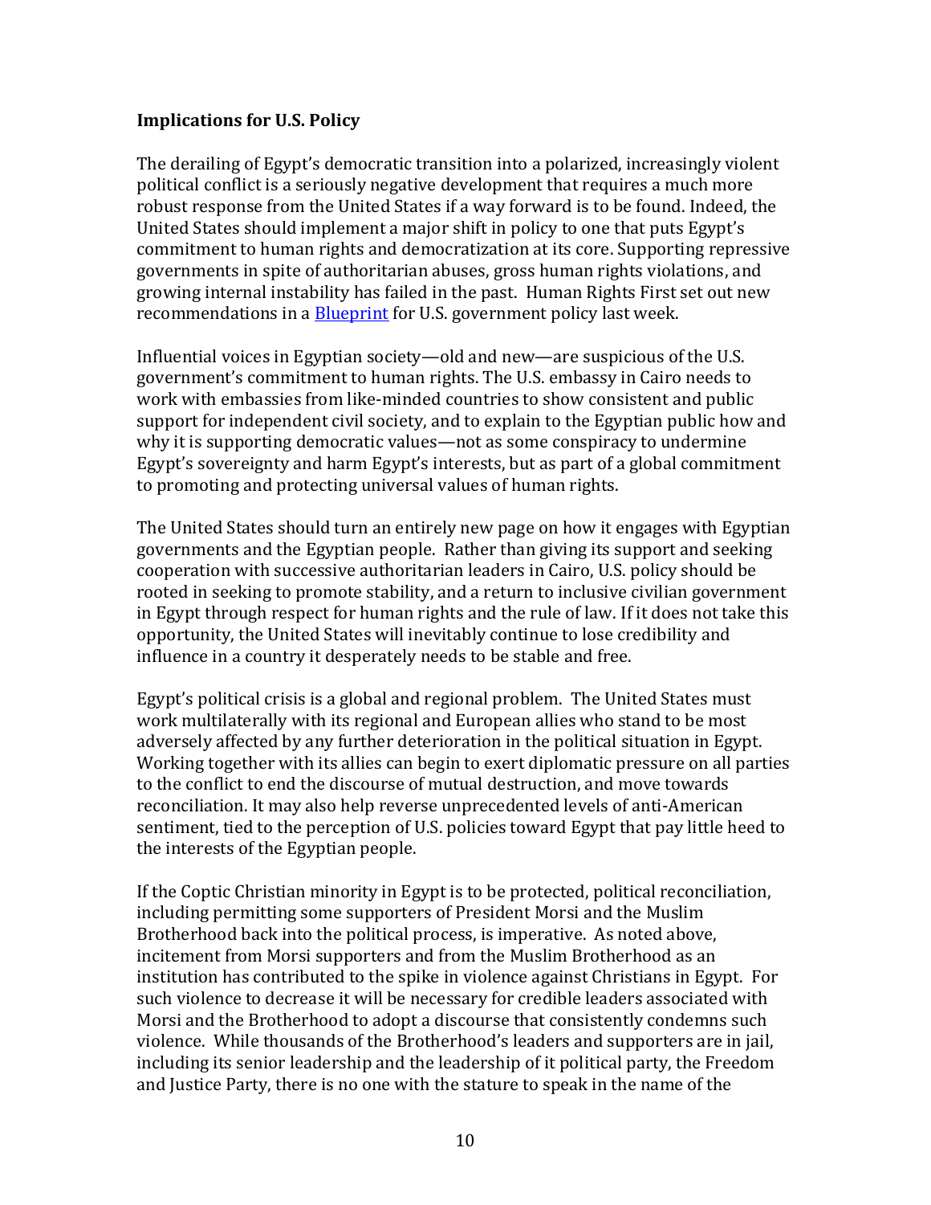**Implications for U.S. Policy**

The derailing of Egypt's democratic transition into a polarized, increasingly violent political conflict is a seriously negative development that requires a much more robust response from the United States if a way forward is to be found. Indeed, the United States should implement a major shift in policy to one that puts Egypt's commitment to human rights and democratization at its core. Supporting repressive governments in spite of authoritarian abuses, gross human rights violations, and growing internal instability has failed in the past. Human Rights First set out new recommendations in a Blueprint for U.S. government policy last week.

Influential voices in Egyptian society—old and new—are suspicious of the U.S. government's commitment to human rights. The U.S. embassy in Cairo needs to work with embassies from like-minded countries to show consistent and public support for independent civil society, and to explain to the Egyptian public how and why it is supporting democratic values—not as some conspiracy to undermine Egypt's sovereignty and harm Egypt's interests, but as part of a global commitment to promoting and protecting universal values of human rights.

The United States should turn an entirely new page on how it engages with Egyptian governments and the Egyptian people. Rather than giving its support and seeking cooperation with successive authoritarian leaders in Cairo, U.S. policy should be rooted in seeking to promote stability, and a return to inclusive civilian government in Egypt through respect for human rights and the rule of law. If it does not take this opportunity, the United States will inevitably continue to lose credibility and influence in a country it desperately needs to be stable and free.

Egypt's political crisis is a global and regional problem. The United States must work multilaterally with its regional and European allies who stand to be most adversely affected by any further deterioration in the political situation in Egypt. Working together with its allies can begin to exert diplomatic pressure on all parties to the conflict to end the discourse of mutual destruction, and move towards reconciliation. It may also help reverse unprecedented levels of anti-American sentiment, tied to the perception of U.S. policies toward Egypt that pay little heed to the interests of the Egyptian people.

If the Coptic Christian minority in Egypt is to be protected, political reconciliation, including permitting some supporters of President Morsi and the Muslim Brotherhood back into the political process, is imperative. As noted above, incitement from Morsi supporters and from the Muslim Brotherhood as an institution has contributed to the spike in violence against Christians in Egypt. For such violence to decrease it will be necessary for credible leaders associated with Morsi and the Brotherhood to adopt a discourse that consistently condemns such violence. While thousands of the Brotherhood's leaders and supporters are in jail, including its senior leadership and the leadership of it political party, the Freedom and Justice Party, there is no one with the stature to speak in the name of the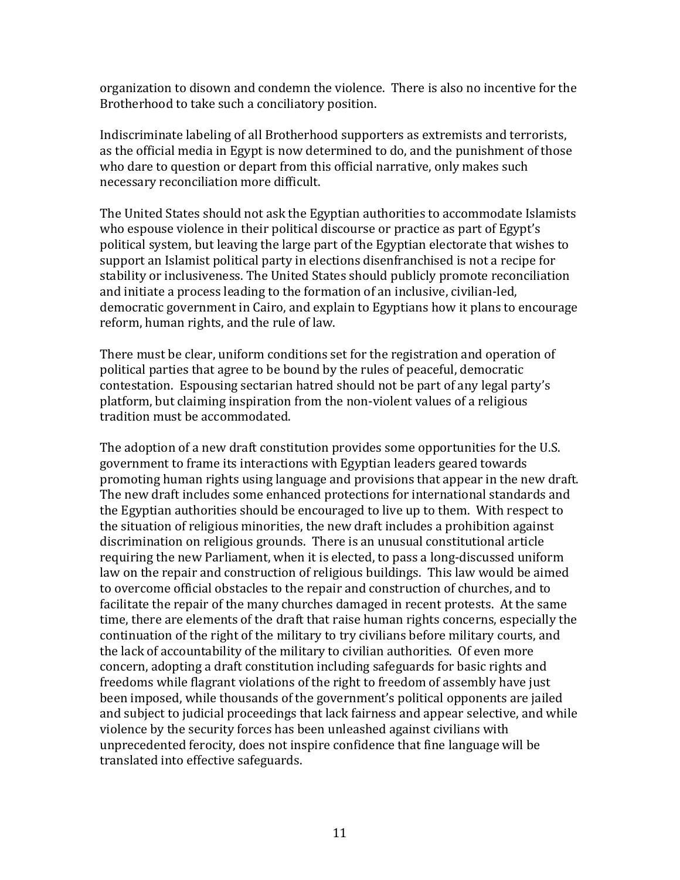organization to disown and condemn the violence. There is also no incentive for the Brotherhood to take such a conciliatory position.

Indiscriminate labeling of all Brotherhood supporters as extremists and terrorists, as the official media in Egypt is now determined to do, and the punishment of those who dare to question or depart from this official narrative, only makes such necessary reconciliation more difficult.

The United States should not ask the Egyptian authorities to accommodate Islamists who espouse violence in their political discourse or practice as part of Egypt's political system, but leaving the large part of the Egyptian electorate that wishes to support an Islamist political party in elections disenfranchised is not a recipe for stability or inclusiveness. The United States should publicly promote reconciliation and initiate a process leading to the formation of an inclusive, civilian-led, democratic government in Cairo, and explain to Egyptians how it plans to encourage reform, human rights, and the rule of law.

There must be clear, uniform conditions set for the registration and operation of political parties that agree to be bound by the rules of peaceful, democratic contestation. Espousing sectarian hatred should not be part of any legal party's platform, but claiming inspiration from the non-violent values of a religious tradition must be accommodated.

The adoption of a new draft constitution provides some opportunities for the U.S. government to frame its interactions with Egyptian leaders geared towards promoting human rights using language and provisions that appear in the new draft. The new draft includes some enhanced protections for international standards and the Egyptian authorities should be encouraged to live up to them. With respect to the situation of religious minorities, the new draft includes a prohibition against discrimination on religious grounds. There is an unusual constitutional article requiring the new Parliament, when it is elected, to pass a long-discussed uniform law on the repair and construction of religious buildings. This law would be aimed to overcome official obstacles to the repair and construction of churches, and to facilitate the repair of the many churches damaged in recent protests. At the same time, there are elements of the draft that raise human rights concerns, especially the continuation of the right of the military to try civilians before military courts, and the lack of accountability of the military to civilian authorities. Of even more concern, adopting a draft constitution including safeguards for basic rights and freedoms while flagrant violations of the right to freedom of assembly have just been imposed, while thousands of the government's political opponents are jailed and subject to judicial proceedings that lack fairness and appear selective, and while violence by the security forces has been unleashed against civilians with unprecedented ferocity, does not inspire confidence that fine language will be translated into effective safeguards.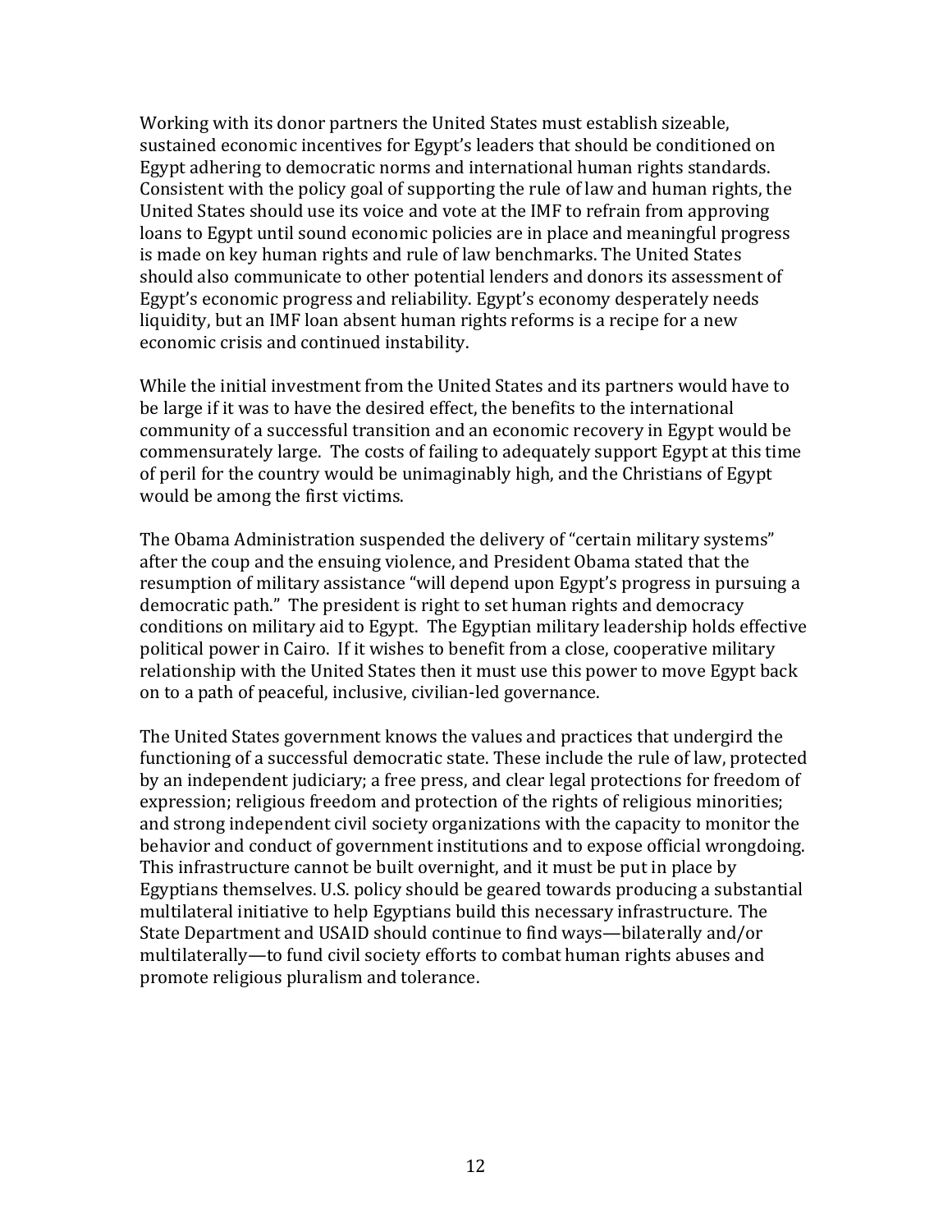Working with its donor partners the United States must establish sizeable, sustained economic incentives for Egypt's leaders that should be conditioned on Egypt adhering to democratic norms and international human rights standards. Consistent with the policy goal of supporting the rule of law and human rights, the United States should use its voice and vote at the IMF to refrain from approving loans to Egypt until sound economic policies are in place and meaningful progress is made on key human rights and rule of law benchmarks. The United States should also communicate to other potential lenders and donors its assessment of Egypt's economic progress and reliability. Egypt's economy desperately needs liquidity, but an IMF loan absent human rights reforms is a recipe for a new economic crisis and continued instability.

While the initial investment from the United States and its partners would have to be large if it was to have the desired effect, the benefits to the international community of a successful transition and an economic recovery in Egypt would be commensurately large. The costs of failing to adequately support Egypt at this time of peril for the country would be unimaginably high, and the Christians of Egypt would be among the first victims.

The Obama Administration suspended the delivery of "certain military systems" after the coup and the ensuing violence, and President Obama stated that the resumption of military assistance "will depend upon Egypt's progress in pursuing a democratic path." The president is right to set human rights and democracy conditions on military aid to Egypt. The Egyptian military leadership holds effective political power in Cairo. If it wishes to benefit from a close, cooperative military relationship with the United States then it must use this power to move Egypt back on to a path of peaceful, inclusive, civilian-led governance.

The United States government knows the values and practices that undergird the functioning of a successful democratic state. These include the rule of law, protected by an independent judiciary; a free press, and clear legal protections for freedom of expression; religious freedom and protection of the rights of religious minorities; and strong independent civil society organizations with the capacity to monitor the behavior and conduct of government institutions and to expose official wrongdoing. This infrastructure cannot be built overnight, and it must be put in place by Egyptians themselves. U.S. policy should be geared towards producing a substantial multilateral initiative to help Egyptians build this necessary infrastructure. The State Department and USAID should continue to find ways—bilaterally and/or multilaterally—to fund civil society efforts to combat human rights abuses and promote religious pluralism and tolerance.